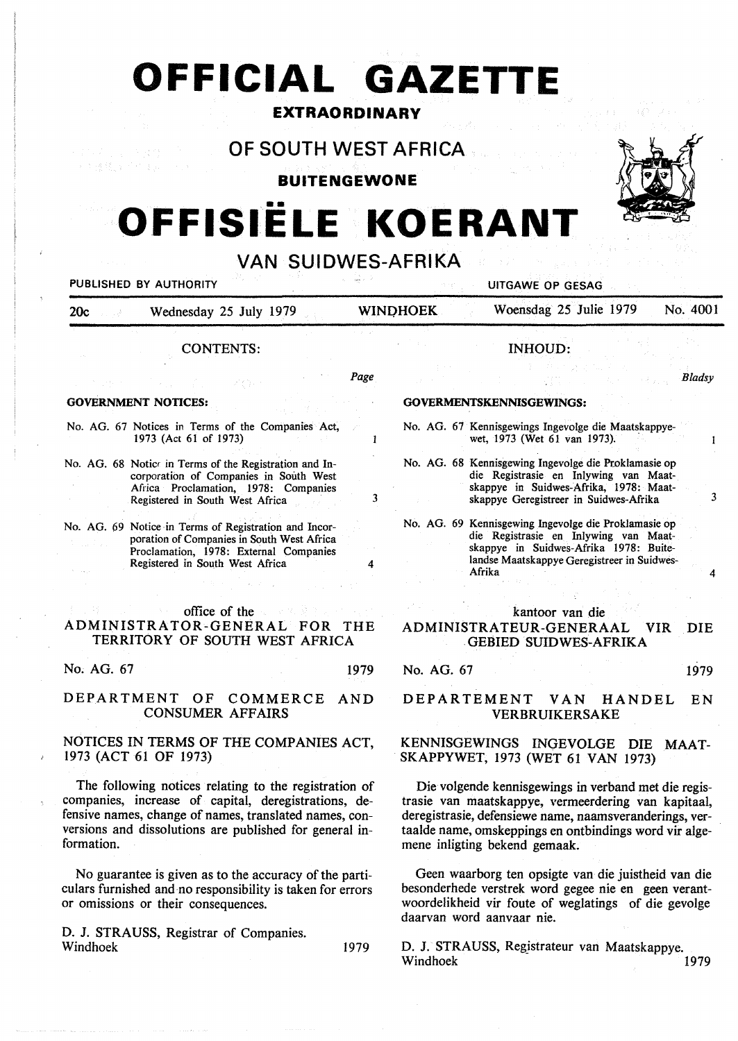# OFFICIAL GAZETTE

**EXTRAORDINARY**

## OF SOUTH WEST AFRICA

**BUITENGEWONE**

# OFFISIËLE KOERANT

## VAN SUIDWES-AFRIKA

PUBLISHED BY AUTHORITY — UITGAWE OP GESAG

20c — Wednesday 25 July 1979 — WINDHOEK — Woensdag 25 Julie 1979 — No. 4001

### CONTENTS:

| | Page |
|---|---|
| **GOVERNMENT NOTICES:** | |
| No. AG. 67 Notices in Terms of the Companies Act, 1973 (Act 61 of 1973) | 1 |
| No. AG. 68 Notice in Terms of the Registration and Incorporation of Companies in South West Africa Proclamation, 1978: Companies Registered in South West Africa | 3 |
| No. AG. 69 Notice in Terms of Registration and Incorporation of Companies in South West Africa Proclamation, 1978: External Companies Registered in South West Africa | 4 |

### INHOUD:

| | Bladsy |
|---|---|
| **GOVERMENTSKENNISGEWINGS:** | |
| No. AG. 67 Kennisgewings Ingevolge die Maatskappyewet, 1973 (Wet 61 van 1973). | 1 |
| No. AG. 68 Kennisgewing Ingevolge die Proklamasie op die Registrasie en Inlywing van Maatskappye in Suidwes-Afrika, 1978: Maatskappye Geregistreer in Suidwes-Afrika | 3 |
| No. AG. 69 Kennisgewing Ingevolge die Proklamasie op die Registrasie en Inlywing van Maatskappye in Suidwes-Afrika 1978: Buitelandse Maatskappye Geregistreer in Suidwes-Afrika | 4 |

office of the
### ADMINISTRATOR-GENERAL FOR THE TERRITORY OF SOUTH WEST AFRICA

No. AG. 67 — 1979

### DEPARTMENT OF COMMERCE AND CONSUMER AFFAIRS

### NOTICES IN TERMS OF THE COMPANIES ACT, 1973 (ACT 61 OF 1973)

The following notices relating to the registration of companies, increase of capital, deregistrations, defensive names, change of names, translated names, conversions and dissolutions are published for general information.

No guarantee is given as to the accuracy of the particulars furnished and no responsibility is taken for errors or omissions or their consequences.

D. J. STRAUSS, Registrar of Companies.
Windhoek — 1979

kantoor van die
### ADMINISTRATEUR-GENERAAL VIR DIE GEBIED SUIDWES-AFRIKA

No. AG. 67 — 1979

### DEPARTEMENT VAN HANDEL EN VERBRUIKERSAKE

### KENNISGEWINGS INGEVOLGE DIE MAATSKAPPYWET, 1973 (WET 61 VAN 1973)

Die volgende kennisgewings in verband met die registrasie van maatskappye, vermeerdering van kapitaal, deregistrasie, defensiewe name, naamsveranderings, vertaalde name, omskeppings en ontbindings word vir algemene inligting bekend gemaak.

Geen waarborg ten opsigte van die juistheid van die besonderhede verstrek word gegee nie en geen verantwoordelikheid vir foute of weglatings of die gevolge daarvan word aanvaar nie.

D. J. STRAUSS, Registrateur van Maatskappye.
Windhoek — 1979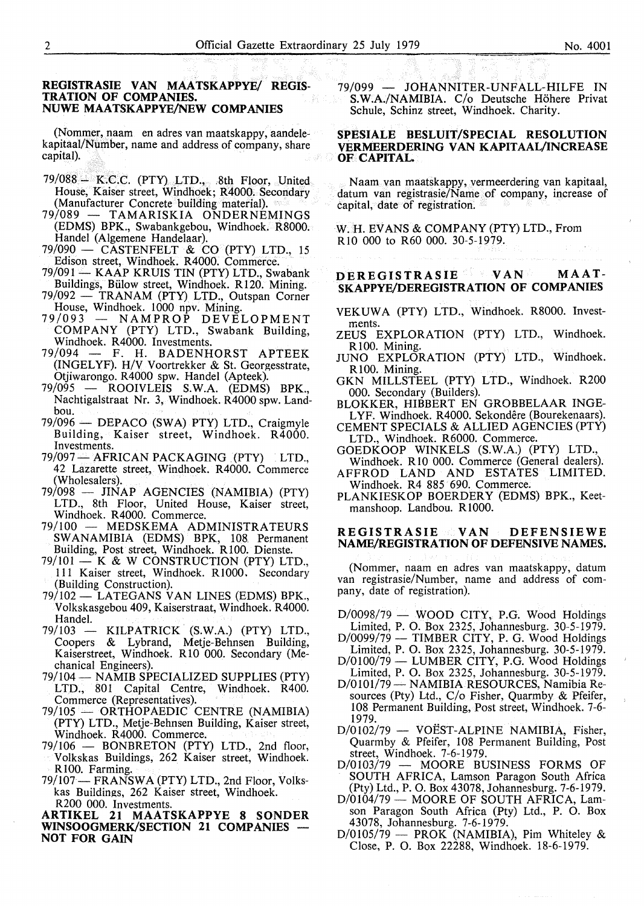## REGISTRASIE VAN MAATSKAPPYE/ REGISTRATION OF COMPANIES.
## NUWE MAATSKAPPYE/NEW COMPANIES

(Nommer, naam en adres van maatskappy, aandelekapitaal/Number, name and address of company, share capital).

79/088 — K.C.C. (PTY) LTD., 8th Floor, United House, Kaiser street, Windhoek; R4000. Secondary (Manufacturer Concrete building material).
79/089 — TAMARISKIA ONDERNEMINGS (EDMS) BPK., Swabankgebou, Windhoek. R8000. Handel (Algemene Handelaar).
79/090 — CASTENFELT & CO (PTY) LTD., 15 Edison street, Windhoek. R4000. Commerce.
79/091 — KAAP KRUIS TIN (PTY) LTD., Swabank Buildings, Bülow street, Windhoek. R120. Mining.
79/092 — TRANAM (PTY) LTD., Outspan Corner House, Windhoek. 1000 npv. Mining.
79/093 — NAMPROP DEVELOPMENT COMPANY (PTY) LTD., Swabank Building, Windhoek. R4000. Investments.
79/094 — F. H. BADENHORST APTEEK (INGELYF). H/V Voortrekker & St. Georgesstrate, Otjiwarongo. R4000 spw. Handel (Apteek).
79/095 — ROOIVLEIS S.W.A. (EDMS) BPK., Nachtigalstraat Nr. 3, Windhoek. R4000 spw. Landbou.
79/096 — DEPACO (SWA) PTY) LTD., Craigmyle Building, Kaiser street, Windhoek. R4000. Investments.
79/097 — AFRICAN PACKAGING (PTY) LTD., 42 Lazarette street, Windhoek. R4000. Commerce (Wholesalers).
79/098 — JINAP AGENCIES (NAMIBIA) (PTY) LTD., 8th Floor, United House, Kaiser street, Windhoek. R4000. Commerce.
79/100 — MEDSKEMA ADMINISTRATEURS SWANAMIBIA (EDMS) BPK, 108 Permanent Building, Post street, Windhoek. R100. Dienste.
79/101 — K & W CONSTRUCTION (PTY) LTD., 111 Kaiser street, Windhoek. R1000. Secondary (Building Construction).
79/102 — LATEGANS VAN LINES (EDMS) BPK., Volkskasgebou 409, Kaiserstraat, Windhoek. R4000. Handel.
79/103 — KILPATRICK (S.W.A.) (PTY) LTD., Coopers & Lybrand, Metje-Behnsen Building, Kaiserstreet, Windhoek. R10 000. Secondary (Mechanical Engineers).
79/104 — NAMIB SPECIALIZED SUPPLIES (PTY) LTD., 801 Capital Centre, Windhoek. R400. Commerce (Representatives).
79/105 — ORTHOPAEDIC CENTRE (NAMIBIA) (PTY) LTD., Metje-Behnsen Building, Kaiser street, Windhoek. R4000. Commerce.
79/106 — BONBRETON (PTY) LTD., 2nd floor, Volkskas Buildings, 262 Kaiser street, Windhoek. R100. Farming.
79/107 — FRANSWA (PTY) LTD., 2nd Floor, Volkskas Buildings, 262 Kaiser street, Windhoek. R200 000. Investments.

## ARTIKEL 21 MAATSKAPPYE 8 SONDER WINSOOGMERK/SECTION 21 COMPANIES — NOT FOR GAIN

79/099 — JOHANNITER-UNFALL-HILFE IN S.W.A./NAMIBIA. C/o Deutsche Höhere Privat Schule, Schinz street, Windhoek. Charity.

## SPESIALE BESLUIT/SPECIAL RESOLUTION VERMEERDERING VAN KAPITAAL/INCREASE OF CAPITAL.

Naam van maatskappy, vermeerdering van kapitaal, datum van registrasie/Name of company, increase of capital, date of registration.

W. H. EVANS & COMPANY (PTY) LTD., From R10 000 to R60 000. 30-5-1979.

## DEREGISTRASIE VAN MAATSKAPPYE/DEREGISTRATION OF COMPANIES

VEKUWA (PTY) LTD., Windhoek. R8000. Investments.
ZEUS EXPLORATION (PTY) LTD., Windhoek. R100. Mining.
JUNO EXPLORATION (PTY) LTD., Windhoek. R100. Mining.
GKN MILLSTEEL (PTY) LTD., Windhoek. R200 000. Secondary (Builders).
BLOKKER, HIBBERT EN GROBBELAAR INGELYF. Windhoek. R4000. Sekondêre (Bourekenaars).
CEMENT SPECIALS & ALLIED AGENCIES (PTY) LTD., Windhoek. R6000. Commerce.
GOEDKOOP WINKELS (S.W.A.) (PTY) LTD., Windhoek. R10 000. Commerce (General dealers).
AFFROD LAND AND ESTATES LIMITED. Windhoek. R4 885 690. Commerce.
PLANKIESKOP BOERDERY (EDMS) BPK., Keetmanshoop. Landbou. R1000.

## REGISTRASIE VAN DEFENSIEWE NAME/REGISTRATION OF DEFENSIVE NAMES.

(Nommer, naam en adres van maatskappy, datum van registrasie/Number, name and address of company, date of registration).

D/0098/79 — WOOD CITY, P.G. Wood Holdings Limited, P. O. Box 2325, Johannesburg. 30-5-1979.
D/0099/79 — TIMBER CITY, P. G. Wood Holdings Limited, P. O. Box 2325, Johannesburg. 30-5-1979.
D/0100/79 — LUMBER CITY, P.G. Wood Holdings Limited, P. O. Box 2325, Johannesburg. 30-5-1979.
D/0101/79 — NAMIBIA RESOURCES, Namibia Resources (Pty) Ltd., C/o Fisher, Quarmby & Pfeifer, 108 Permanent Building, Post street, Windhoek. 7-6-1979.
D/0102/79 — VOËST-ALPINE NAMIBIA, Fisher, Quarmby & Pfeifer, 108 Permanent Building, Post street, Windhoek. 7-6-1979.
D/0103/79 — MOORE BUSINESS FORMS OF SOUTH AFRICA, Lamson Paragon South Africa (Pty) Ltd., P. O. Box 43078, Johannesburg. 7-6-1979.
D/0104/79 — MOORE OF SOUTH AFRICA, Lamson Paragon South Africa (Pty) Ltd., P. O. Box 43078, Johannesburg. 7-6-1979.
D/0105/79 — PROK (NAMIBIA), Pim Whiteley & Close, P. O. Box 22288, Windhoek. 18-6-1979.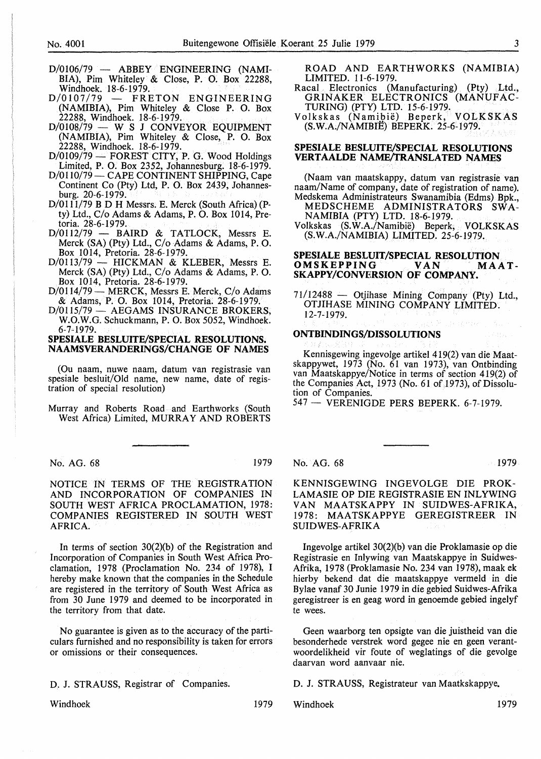D/0106/79 — ABBEY ENGINEERING (NAMIBIA), Pim Whiteley & Close, P. O. Box 22288, Windhoek. 18-6-1979.

D/0107/79 — FRETON ENGINEERING (NAMIBIA), Pim Whiteley & Close P. O. Box 22288, Windhoek. 18-6-1979.

D/0108/79 — W S J CONVEYOR EQUIPMENT (NAMIBIA), Pim Whiteley & Close, P. O. Box 22288, Windhoek. 18-6-1979.

D/0109/79 — FOREST CITY, P. G. Wood Holdings Limited, P. O. Box 2352, Johannesburg. 18-6-1979.

D/0110/79 — CAPE CONTINENT SHIPPING, Cape Continent Co (Pty) Ltd, P. O. Box 2439, Johannesburg. 20-6-1979.

D/0111/79 B D H Messrs. E. Merck (South Africa) (Pty) Ltd., C/o Adams & Adams, P. O. Box 1014, Pretoria. 28-6-1979.

D/0112/79 — BAIRD & TATLOCK, Messrs E. Merck (SA) (Pty) Ltd., C/o Adams & Adams, P. O. Box 1014, Pretoria. 28-6-1979.

D/0113/79 — HICKMAN & KLEBER, Messrs E. Merck (SA) (Pty) Ltd., C/o Adams & Adams, P. O. Box 1014, Pretoria. 28-6-1979.

D/0114/79 — MERCK, Messrs E. Merck, C/o Adams & Adams, P. O. Box 1014, Pretoria. 28-6-1979.

D/0115/79 — AEGAMS INSURANCE BROKERS, W.O.W.G. Schuckmann, P. O. Box 5052, Windhoek. 6-7-1979.

## SPESIALE BESLUITE/SPECIAL RESOLUTIONS. NAAMSVERANDERINGS/CHANGE OF NAMES

(Ou naam, nuwe naam, datum van registrasie van spesiale besluit/Old name, new name, date of registration of special resolution)

Murray and Roberts Road and Earthworks (South West Africa) Limited, MURRAY AND ROBERTS ROAD AND EARTHWORKS (NAMIBIA) LIMITED. 11-6-1979.

Racal Electronics (Manufacturing) (Pty) Ltd., GRINAKER ELECTRONICS (MANUFACTURING) (PTY) LTD. 15-6-1979.

Volkskas (Namibië) Beperk, VOLKSKAS (S.W.A./NAMIBIË) BEPERK. 25-6-1979.

## SPESIALE BESLUITE/SPECIAL RESOLUTIONS VERTAALDE NAME/TRANSLATED NAMES

(Naam van maatskappy, datum van registrasie van naam/Name of company, date of registration of name).

Medskema Administrateurs Swanamibia (Edms) Bpk., MEDSCHEME ADMINISTRATORS SWA-NAMIBIA (PTY) LTD. 18-6-1979.

Volkskas (S.W.A./Namibië) Beperk, VOLKSKAS (S.W.A./NAMIBIA) LIMITED. 25-6-1979.

## SPESIALE BESLUIT/SPECIAL RESOLUTION OMSKEPPING VAN MAATSKAPPY/CONVERSION OF COMPANY.

71/12488 — Otjihase Mining Company (Pty) Ltd., OTJIHASE MINING COMPANY LIMITED. 12-7-1979.

## ONTBINDINGS/DISSOLUTIONS

Kennisgewing ingevolge artikel 419(2) van die Maatskappywet, 1973 (No. 61 van 1973), van Ontbinding van Maatskappye/Notice in terms of section 419(2) of the Companies Act, 1973 (No. 61 of 1973), of Dissolution of Companies.

547 — VERENIGDE PERS BEPERK. 6-7-1979.

---

No. AG. 68 1979

## NOTICE IN TERMS OF THE REGISTRATION AND INCORPORATION OF COMPANIES IN SOUTH WEST AFRICA PROCLAMATION, 1978: COMPANIES REGISTERED IN SOUTH WEST AFRICA.

In terms of section 30(2)(b) of the Registration and Incorporation of Companies in South West Africa Proclamation, 1978 (Proclamation No. 234 of 1978), I hereby make known that the companies in the Schedule are registered in the territory of South West Africa as from 30 June 1979 and deemed to be incorporated in the territory from that date.

No guarantee is given as to the accuracy of the particulars furnished and no responsibility is taken for errors or omissions or their consequences.

D. J. STRAUSS, Registrar of Companies.

Windhoek 1979

---

No. AG. 68 1979

## KENNISGEWING INGEVOLGE DIE PROKLAMASIE OP DIE REGISTRASIE EN INLYWING VAN MAATSKAPPY IN SUIDWES-AFRIKA, 1978: MAATSKAPPYE GEREGISTREER IN SUIDWES-AFRIKA

Ingevolge artikel 30(2)(b) van die Proklamasie op die Registrasie en Inlywing van Maatskappye in Suidwes-Afrika, 1978 (Proklamasie No. 234 van 1978), maak ek hierby bekend dat die maatskappye vermeld in die Bylae vanaf 30 Junie 1979 in die gebied Suidwes-Afrika geregistreer is en geag word in genoemde gebied ingelyf te wees.

Geen waarborg ten opsigte van die juistheid van die besonderhede verstrek word gegee nie en geen verantwoordelikheid vir foute of weglatings of die gevolge daarvan word aanvaar nie.

D. J. STRAUSS, Registrateur van Maatkskappye.

Windhoek 1979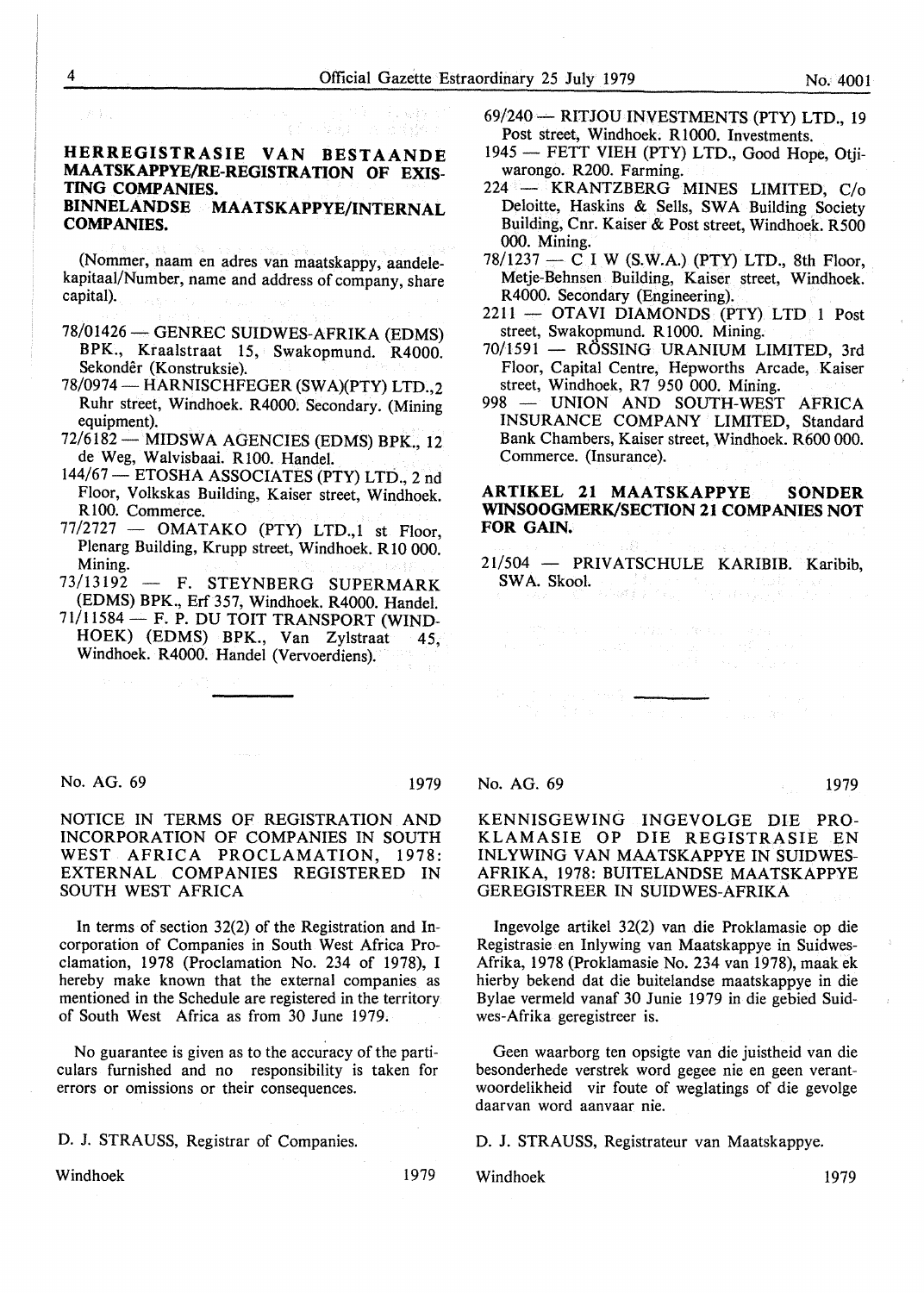## HERREGISTRASIE VAN BESTAANDE MAATSKAPPYE/RE-REGISTRATION OF EXISTING COMPANIES.

## BINNELANDSE MAATSKAPPYE/INTERNAL COMPANIES.

(Nommer, naam en adres van maatskappy, aandelekapitaal/Number, name and address of company, share capital).

- 78/01426 — GENREC SUIDWES-AFRIKA (EDMS) BPK., Kraalstraat 15, Swakopmund. R4000. Sekondêr (Konstruksie).
- 78/0974 — HARNISCHFEGER (SWA)(PTY) LTD.,2 Ruhr street, Windhoek. R4000. Secondary. (Mining equipment).
- 72/6182 — MIDSWA AGENCIES (EDMS) BPK., 12 de Weg, Walvisbaai. R100. Handel.
- 144/67 — ETOSHA ASSOCIATES (PTY) LTD., 2 nd Floor, Volkskas Building, Kaiser street, Windhoek. R100. Commerce.
- 77/2727 — OMATAKO (PTY) LTD.,1 st Floor, Plenarg Building, Krupp street, Windhoek. R10 000. Mining.
- 73/13192 — F. STEYNBERG SUPERMARK (EDMS) BPK., Erf 357, Windhoek. R4000. Handel.
- 71/11584 — F. P. DU TOIT TRANSPORT (WINDHOEK) (EDMS) BPK., Van Zylstraat 45, Windhoek. R4000. Handel (Vervoerdiens).
- 69/240 — RITJOU INVESTMENTS (PTY) LTD., 19 Post street, Windhoek. R1000. Investments.
- 1945 — FETT VIEH (PTY) LTD., Good Hope, Otjiwarongo. R200. Farming.
- 224 — KRANTZBERG MINES LIMITED, C/o Deloitte, Haskins & Sells, SWA Building Society Building, Cnr. Kaiser & Post street, Windhoek. R500 000. Mining.
- 78/1237 — C I W (S.W.A.) (PTY) LTD., 8th Floor, Metje-Behnsen Building, Kaiser street, Windhoek. R4000. Secondary (Engineering).
- 2211 — OTAVI DIAMONDS (PTY) LTD 1 Post street, Swakopmund. R1000. Mining.
- 70/1591 — RÖSSING URANIUM LIMITED, 3rd Floor, Capital Centre, Hepworths Arcade, Kaiser street, Windhoek, R7 950 000. Mining.
- 998 — UNION AND SOUTH-WEST AFRICA INSURANCE COMPANY LIMITED, Standard Bank Chambers, Kaiser street, Windhoek. R600 000. Commerce. (Insurance).

## ARTIKEL 21 MAATSKAPPYE SONDER WINSOOGMERK/SECTION 21 COMPANIES NOT FOR GAIN.

- 21/504 — PRIVATSCHULE KARIBIB. Karibib, SWA. Skool.

---

No. AG. 69 1979

NOTICE IN TERMS OF REGISTRATION AND INCORPORATION OF COMPANIES IN SOUTH WEST AFRICA PROCLAMATION, 1978: EXTERNAL COMPANIES REGISTERED IN SOUTH WEST AFRICA

In terms of section 32(2) of the Registration and Incorporation of Companies in South West Africa Proclamation, 1978 (Proclamation No. 234 of 1978), I hereby make known that the external companies as mentioned in the Schedule are registered in the territory of South West Africa as from 30 June 1979.

No guarantee is given as to the accuracy of the particulars furnished and no responsibility is taken for errors or omissions or their consequences.

D. J. STRAUSS, Registrar of Companies.

Windhoek 1979

---

No. AG. 69 1979

KENNISGEWING INGEVOLGE DIE PROKLAMASIE OP DIE REGISTRASIE EN INLYWING VAN MAATSKAPPYE IN SUIDWES-AFRIKA, 1978: BUITELANDSE MAATSKAPPYE GEREGISTREER IN SUIDWES-AFRIKA

Ingevolge artikel 32(2) van die Proklamasie op die Registrasie en Inlywing van Maatskappye in Suidwes-Afrika, 1978 (Proklamasie No. 234 van 1978), maak ek hierby bekend dat die buitelandse maatskappye in die Bylae vermeld vanaf 30 Junie 1979 in die gebied Suidwes-Afrika geregistreer is.

Geen waarborg ten opsigte van die juistheid van die besonderhede verstrek word gegee nie en geen verantwoordelikheid vir foute of weglatings of die gevolge daarvan word aanvaar nie.

D. J. STRAUSS, Registrateur van Maatskappye.

Windhoek 1979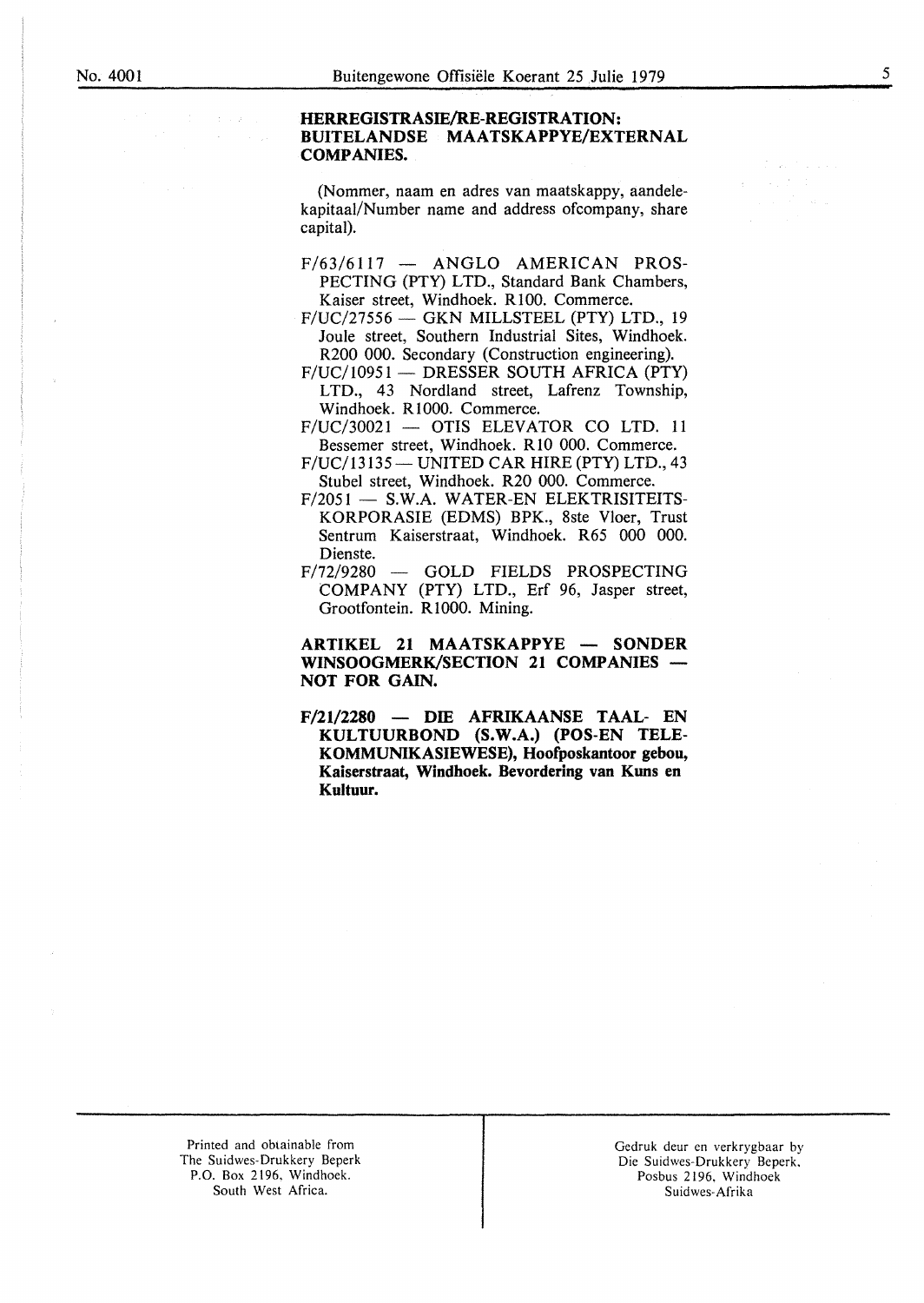**HERREGISTRASIE/RE-REGISTRATION: BUITELANDSE MAATSKAPPYE/EXTERNAL COMPANIES.**

(Nommer, naam en adres van maatskappy, aandelekapitaal/Number name and address ofcompany, share capital).

F/63/6117 — ANGLO AMERICAN PROSPECTING (PTY) LTD., Standard Bank Chambers, Kaiser street, Windhoek. R100. Commerce.

F/UC/27556 — GKN MILLSTEEL (PTY) LTD., 19 Joule street, Southern Industrial Sites, Windhoek. R200 000. Secondary (Construction engineering).

F/UC/10951 — DRESSER SOUTH AFRICA (PTY) LTD., 43 Nordland street, Lafrenz Township, Windhoek. R1000. Commerce.

F/UC/30021 — OTIS ELEVATOR CO LTD. 11 Bessemer street, Windhoek. R10 000. Commerce.

F/UC/13135 — UNITED CAR HIRE (PTY) LTD., 43 Stubel street, Windhoek. R20 000. Commerce.

F/2051 — S.W.A. WATER-EN ELEKTRISITEITS-KORPORASIE (EDMS) BPK., 8ste Vloer, Trust Sentrum Kaiserstraat, Windhoek. R65 000 000. Dienste.

F/72/9280 — GOLD FIELDS PROSPECTING COMPANY (PTY) LTD., Erf 96, Jasper street, Grootfontein. R1000. Mining.

**ARTIKEL 21 MAATSKAPPYE — SONDER WINSOOGMERK/SECTION 21 COMPANIES — NOT FOR GAIN.**

**F/21/2280 — DIE AFRIKAANSE TAAL- EN KULTUURBOND (S.W.A.) (POS-EN TELE-KOMMUNIKASIEWESE), Hoofposkantoor gebou, Kaiserstraat, Windhoek. Bevordering van Kuns en Kultuur.**

Printed and obtainable from
The Suidwes-Drukkery Beperk
P.O. Box 2196, Windhoek.
South West Africa.

Gedruk deur en verkrygbaar by
Die Suidwes-Drukkery Beperk.
Posbus 2196, Windhoek
Suidwes-Afrika